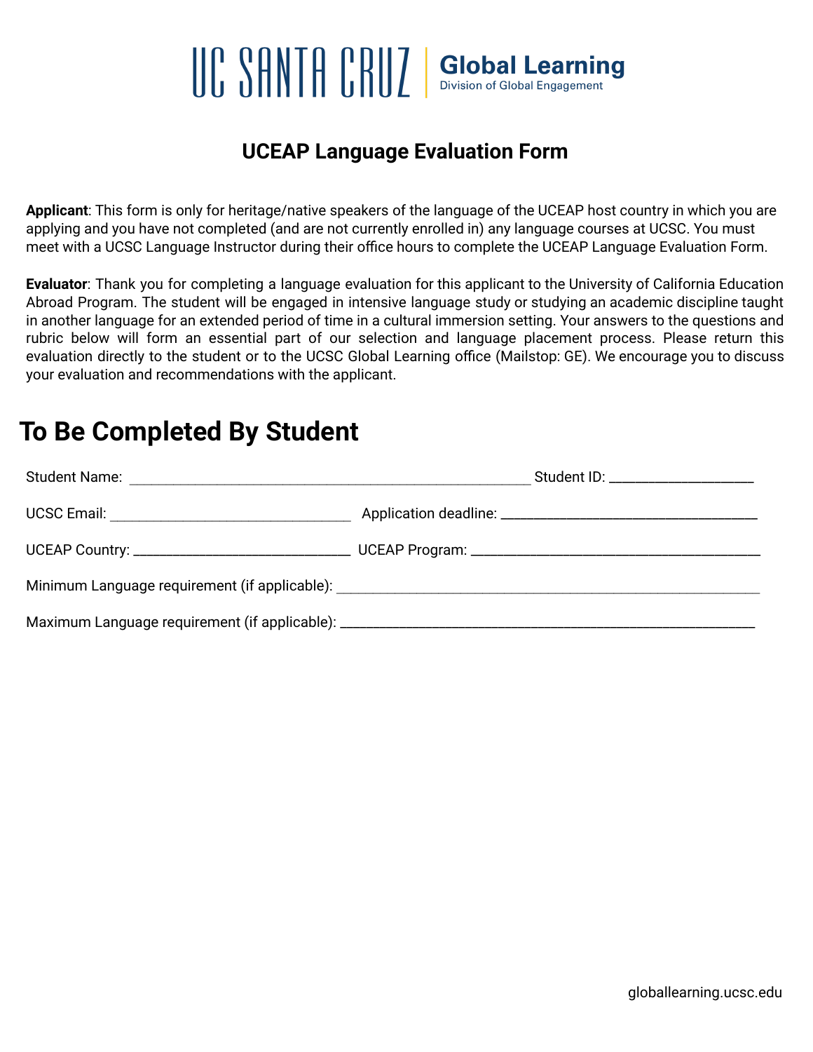UC SANTA CRUZ | Global Learning
Division of Global Engagement

# UCEAP Language Evaluation Form

**Applicant**: This form is only for heritage/native speakers of the language of the UCEAP host country in which you are applying and you have not completed (and are not currently enrolled in) any language courses at UCSC. You must meet with a UCSC Language Instructor during their office hours to complete the UCEAP Language Evaluation Form.

**Evaluator**: Thank you for completing a language evaluation for this applicant to the University of California Education Abroad Program. The student will be engaged in intensive language study or studying an academic discipline taught in another language for an extended period of time in a cultural immersion setting. Your answers to the questions and rubric below will form an essential part of our selection and language placement process. Please return this evaluation directly to the student or to the UCSC Global Learning office (Mailstop: GE). We encourage you to discuss your evaluation and recommendations with the applicant.

## To Be Completed By Student

Student Name: ______________________________________________________ Student ID: ___________________

UCSC Email: ________________________________ Application deadline: __________________________________

UCEAP Country: _____________________________ UCEAP Program: ______________________________________

Minimum Language requirement (if applicable): ________________________________________________________

Maximum Language requirement (if applicable): _______________________________________________________

globallearning.ucsc.edu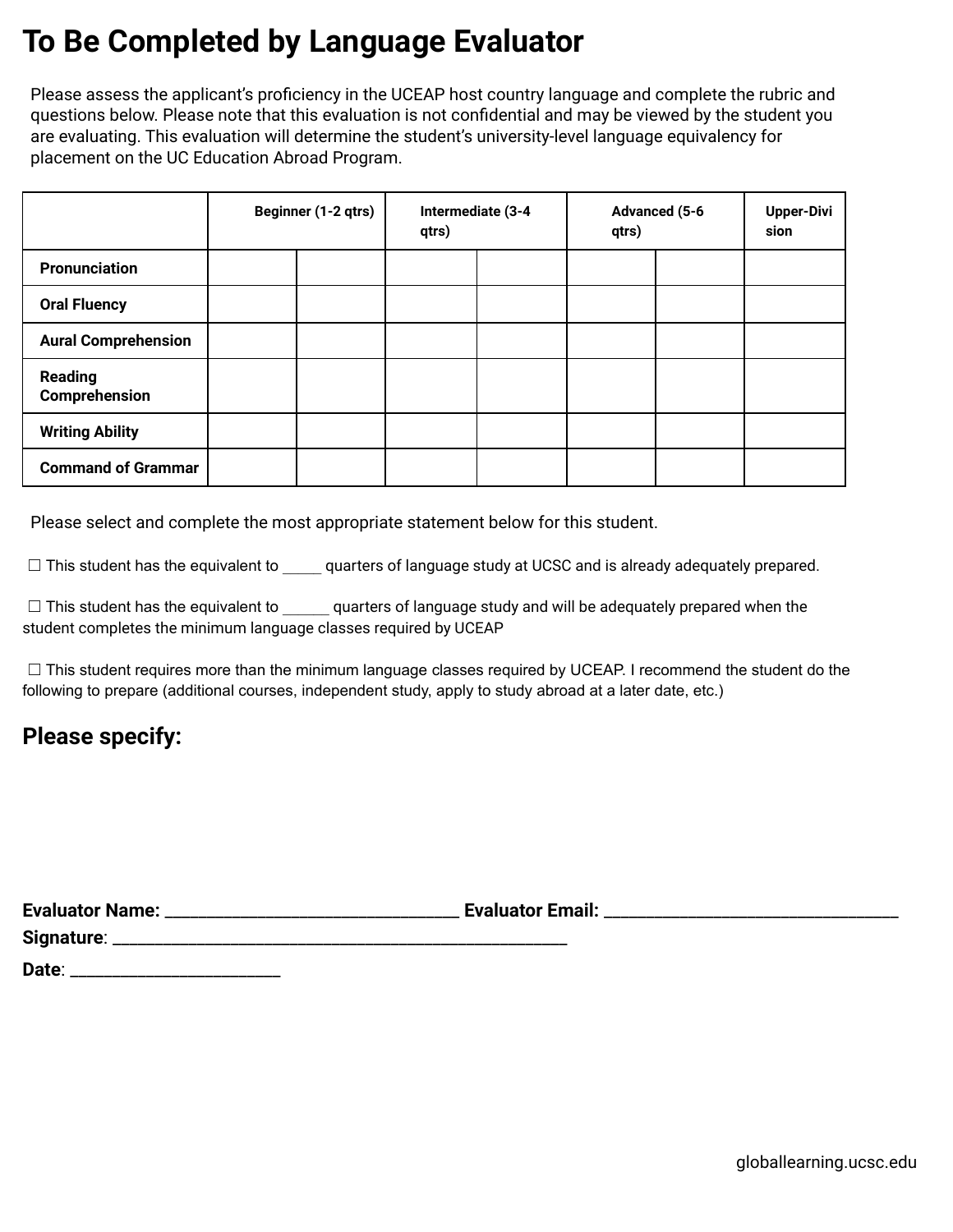# To Be Completed by Language Evaluator

Please assess the applicant's proficiency in the UCEAP host country language and complete the rubric and questions below. Please note that this evaluation is not confidential and may be viewed by the student you are evaluating. This evaluation will determine the student's university-level language equivalency for placement on the UC Education Abroad Program.

| | Beginner (1-2 qtrs) | | Intermediate (3-4 qtrs) | | Advanced (5-6 qtrs) | | Upper-Division |
|---|---|---|---|---|---|---|---|
| **Pronunciation** | | | | | | | |
| **Oral Fluency** | | | | | | | |
| **Aural Comprehension** | | | | | | | |
| **Reading Comprehension** | | | | | | | |
| **Writing Ability** | | | | | | | |
| **Command of Grammar** | | | | | | | |

Please select and complete the most appropriate statement below for this student.

☐ This student has the equivalent to _____ quarters of language study at UCSC and is already adequately prepared.

☐ This student has the equivalent to ______ quarters of language study and will be adequately prepared when the student completes the minimum language classes required by UCEAP

☐ This student requires more than the minimum language classes required by UCEAP. I recommend the student do the following to prepare (additional courses, independent study, apply to study abroad at a later date, etc.)

## Please specify:

**Evaluator Name:** ________________________________ **Evaluator Email:** ________________________________

**Signature**: ________________________________________________

**Date**: ______________________